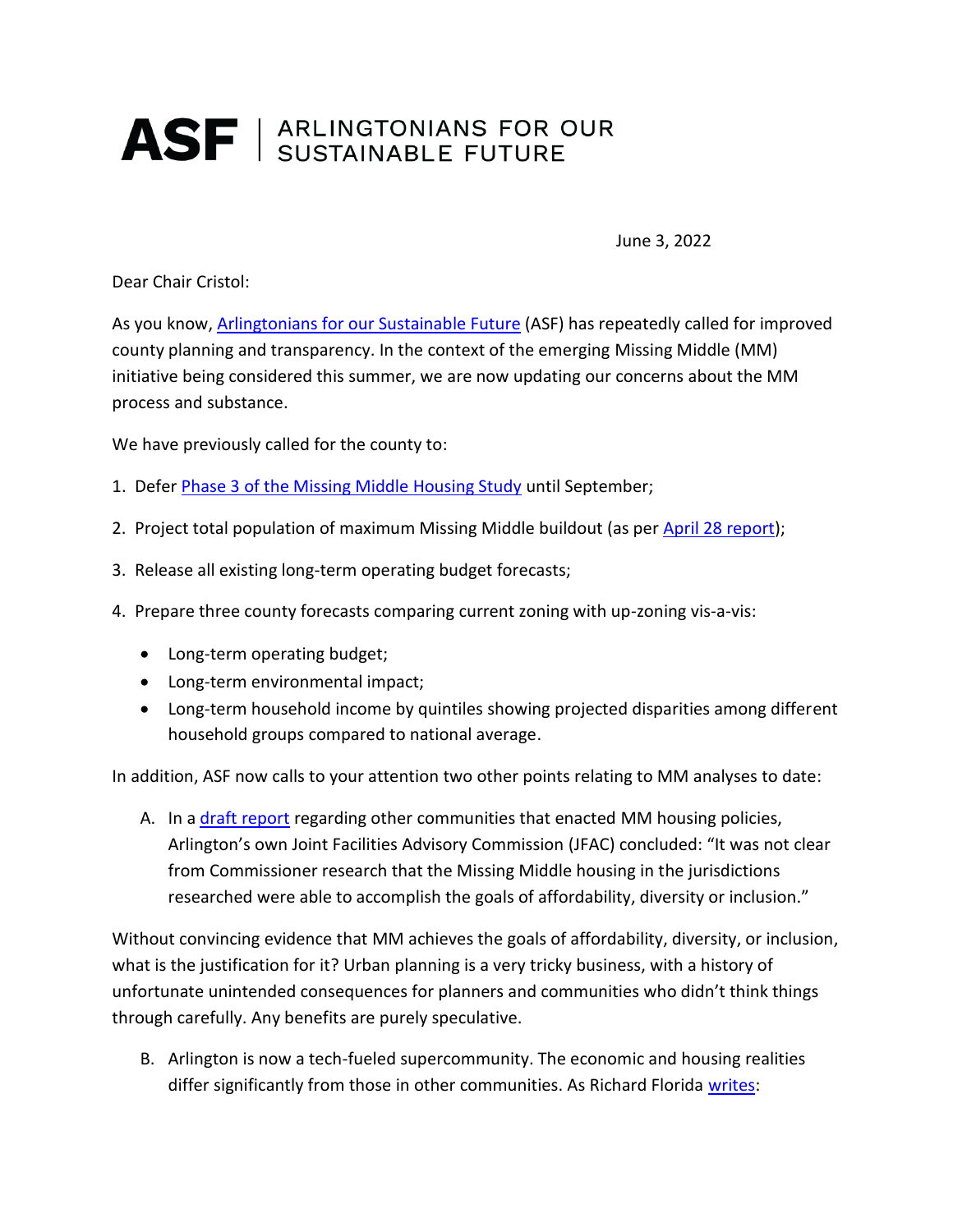# ASF | ARLINGTONIANS FOR OUR SUSTAINABLE FUTURE

June 3, 2022

Dear Chair Cristol:

As you know, [Arlingtonians for our Sustainable Future]() (ASF) has repeatedly called for improved county planning and transparency. In the context of the emerging Missing Middle (MM) initiative being considered this summer, we are now updating our concerns about the MM process and substance.

We have previously called for the county to:

1. Defer [Phase 3 of the Missing Middle Housing Study]() until September;
2. Project total population of maximum Missing Middle buildout (as per [April 28 report]());
3. Release all existing long-term operating budget forecasts;
4. Prepare three county forecasts comparing current zoning with up-zoning vis-a-vis:
   - Long-term operating budget;
   - Long-term environmental impact;
   - Long-term household income by quintiles showing projected disparities among different household groups compared to national average.

In addition, ASF now calls to your attention two other points relating to MM analyses to date:

A. In a [draft report]() regarding other communities that enacted MM housing policies, Arlington's own Joint Facilities Advisory Commission (JFAC) concluded: "It was not clear from Commissioner research that the Missing Middle housing in the jurisdictions researched were able to accomplish the goals of affordability, diversity or inclusion."

Without convincing evidence that MM achieves the goals of affordability, diversity, or inclusion, what is the justification for it? Urban planning is a very tricky business, with a history of unfortunate unintended consequences for planners and communities who didn't think things through carefully. Any benefits are purely speculative.

B. Arlington is now a tech-fueled supercommunity. The economic and housing realities differ significantly from those in other communities. As Richard Florida [writes]():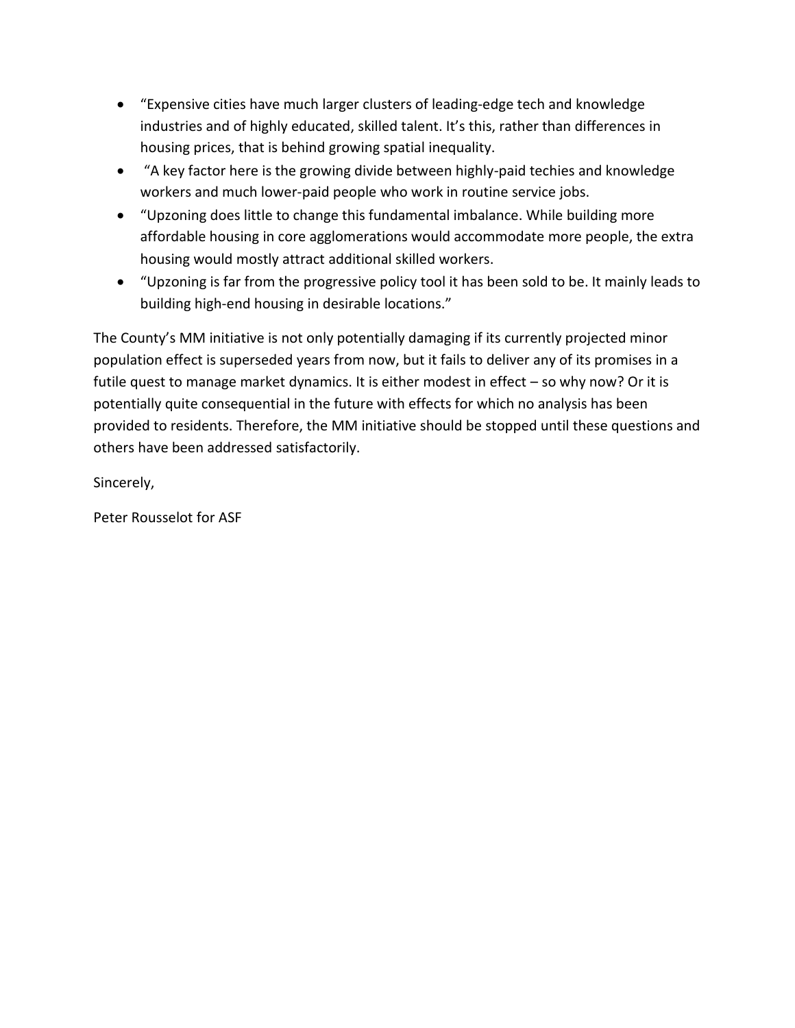- "Expensive cities have much larger clusters of leading-edge tech and knowledge industries and of highly educated, skilled talent. It's this, rather than differences in housing prices, that is behind growing spatial inequality.
- "A key factor here is the growing divide between highly-paid techies and knowledge workers and much lower-paid people who work in routine service jobs.
- "Upzoning does little to change this fundamental imbalance. While building more affordable housing in core agglomerations would accommodate more people, the extra housing would mostly attract additional skilled workers.
- "Upzoning is far from the progressive policy tool it has been sold to be. It mainly leads to building high-end housing in desirable locations."

The County's MM initiative is not only potentially damaging if its currently projected minor population effect is superseded years from now, but it fails to deliver any of its promises in a futile quest to manage market dynamics. It is either modest in effect – so why now? Or it is potentially quite consequential in the future with effects for which no analysis has been provided to residents. Therefore, the MM initiative should be stopped until these questions and others have been addressed satisfactorily.

Sincerely,

Peter Rousselot for ASF